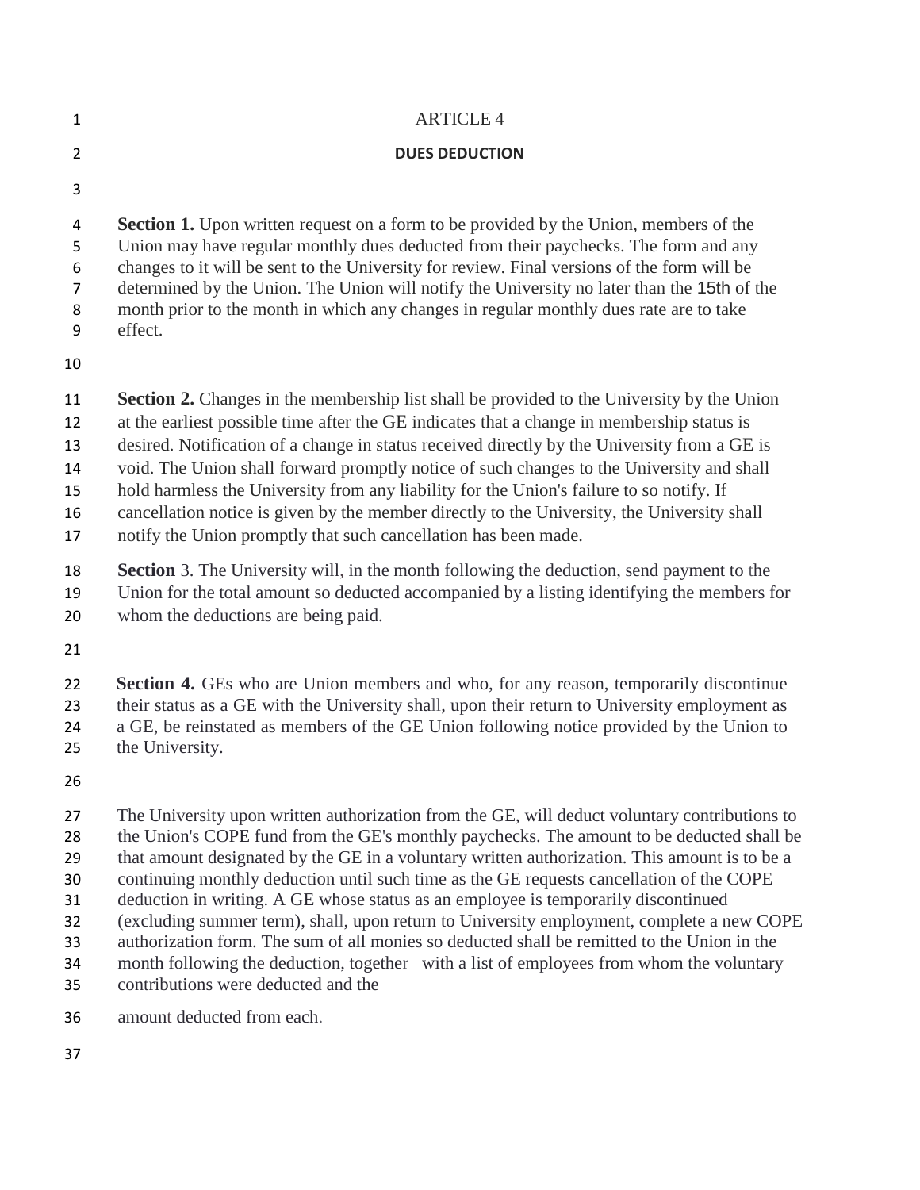# ARTICLE 4

## DUES DEDUCTION

**Section 1.** Upon written request on a form to be provided by the Union, members of the Union may have regular monthly dues deducted from their paychecks. The form and any changes to it will be sent to the University for review. Final versions of the form will be determined by the Union. The Union will notify the University no later than the 15th of the month prior to the month in which any changes in regular monthly dues rate are to take effect.

**Section 2.** Changes in the membership list shall be provided to the University by the Union at the earliest possible time after the GE indicates that a change in membership status is desired. Notification of a change in status received directly by the University from a GE is void. The Union shall forward promptly notice of such changes to the University and shall hold harmless the University from any liability for the Union's failure to so notify. If cancellation notice is given by the member directly to the University, the University shall notify the Union promptly that such cancellation has been made.

**Section** 3. The University will, in the month following the deduction, send payment to the Union for the total amount so deducted accompanied by a listing identifying the members for whom the deductions are being paid.

**Section 4.** GEs who are Union members and who, for any reason, temporarily discontinue their status as a GE with the University shall, upon their return to University employment as a GE, be reinstated as members of the GE Union following notice provided by the Union to the University.

The University upon written authorization from the GE, will deduct voluntary contributions to the Union's COPE fund from the GE's monthly paychecks. The amount to be deducted shall be that amount designated by the GE in a voluntary written authorization. This amount is to be a continuing monthly deduction until such time as the GE requests cancellation of the COPE deduction in writing. A GE whose status as an employee is temporarily discontinued (excluding summer term), shall, upon return to University employment, complete a new COPE authorization form. The sum of all monies so deducted shall be remitted to the Union in the month following the deduction, together with a list of employees from whom the voluntary contributions were deducted and the amount deducted from each.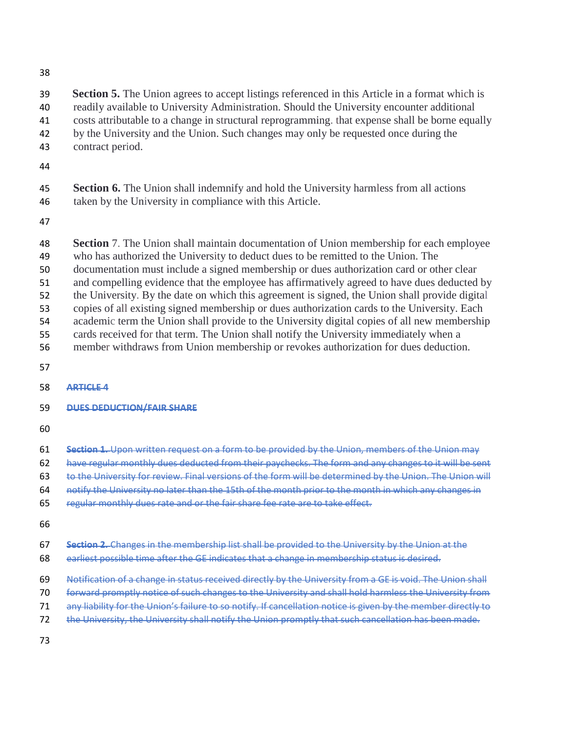**Section 5.** The Union agrees to accept listings referenced in this Article in a format which is readily available to University Administration. Should the University encounter additional costs attributable to a change in structural reprogramming. that expense shall be borne equally by the University and the Union. Such changes may only be requested once during the contract period.

**Section 6.** The Union shall indemnify and hold the University harmless from all actions taken by the University in compliance with this Article.

**Section** 7. The Union shall maintain documentation of Union membership for each employee who has authorized the University to deduct dues to be remitted to the Union. The documentation must include a signed membership or dues authorization card or other clear and compelling evidence that the employee has affirmatively agreed to have dues deducted by the University. By the date on which this agreement is signed, the Union shall provide digital copies of all existing signed membership or dues authorization cards to the University. Each academic term the Union shall provide to the University digital copies of all new membership cards received for that term. The Union shall notify the University immediately when a member withdraws from Union membership or revokes authorization for dues deduction.

~~**ARTICLE 4**~~

~~**DUES DEDUCTION/FAIR SHARE**~~

~~**Section 1.** Upon written request on a form to be provided by the Union, members of the Union may have regular monthly dues deducted from their paychecks. The form and any changes to it will be sent to the University for review. Final versions of the form will be determined by the Union. The Union will notify the University no later than the 15th of the month prior to the month in which any changes in regular monthly dues rate and or the fair share fee rate are to take effect.~~

~~**Section 2.** Changes in the membership list shall be provided to the University by the Union at the earliest possible time after the GE indicates that a change in membership status is desired.~~

~~Notification of a change in status received directly by the University from a GE is void. The Union shall forward promptly notice of such changes to the University and shall hold harmless the University from any liability for the Union's failure to so notify. If cancellation notice is given by the member directly to the University, the University shall notify the Union promptly that such cancellation has been made.~~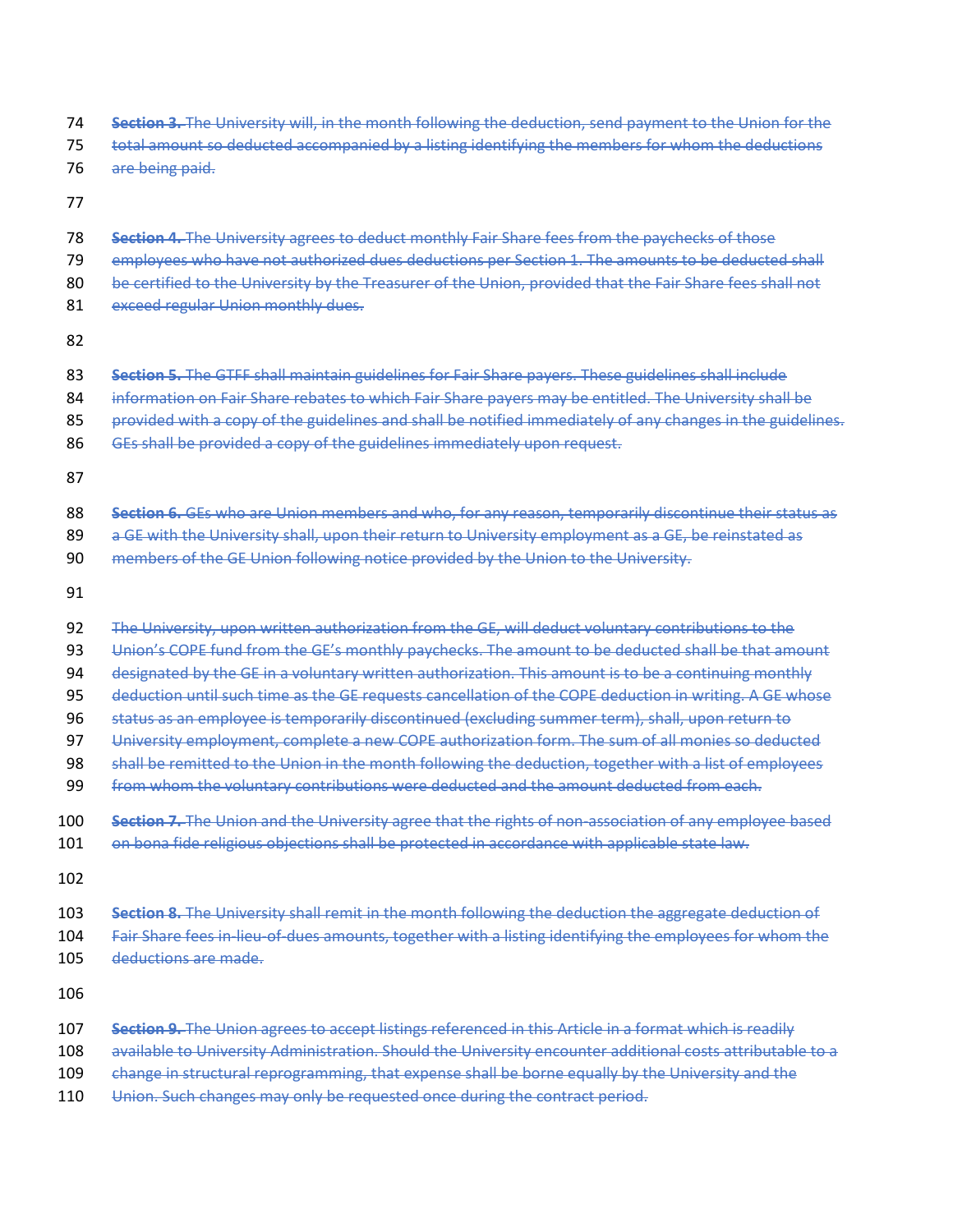~~**Section 3.** The University will, in the month following the deduction, send payment to the Union for the total amount so deducted accompanied by a listing identifying the members for whom the deductions are being paid.~~

~~**Section 4.** The University agrees to deduct monthly Fair Share fees from the paychecks of those employees who have not authorized dues deductions per Section 1. The amounts to be deducted shall be certified to the University by the Treasurer of the Union, provided that the Fair Share fees shall not exceed regular Union monthly dues.~~

~~**Section 5.** The GTFF shall maintain guidelines for Fair Share payers. These guidelines shall include information on Fair Share rebates to which Fair Share payers may be entitled. The University shall be provided with a copy of the guidelines and shall be notified immediately of any changes in the guidelines. GEs shall be provided a copy of the guidelines immediately upon request.~~

~~**Section 6.** GEs who are Union members and who, for any reason, temporarily discontinue their status as a GE with the University shall, upon their return to University employment as a GE, be reinstated as members of the GE Union following notice provided by the Union to the University.~~

~~The University, upon written authorization from the GE, will deduct voluntary contributions to the Union's COPE fund from the GE's monthly paychecks. The amount to be deducted shall be that amount designated by the GE in a voluntary written authorization. This amount is to be a continuing monthly deduction until such time as the GE requests cancellation of the COPE deduction in writing. A GE whose status as an employee is temporarily discontinued (excluding summer term), shall, upon return to University employment, complete a new COPE authorization form. The sum of all monies so deducted shall be remitted to the Union in the month following the deduction, together with a list of employees from whom the voluntary contributions were deducted and the amount deducted from each.~~

~~**Section 7.** The Union and the University agree that the rights of non-association of any employee based on bona fide religious objections shall be protected in accordance with applicable state law.~~

~~**Section 8.** The University shall remit in the month following the deduction the aggregate deduction of Fair Share fees in-lieu-of-dues amounts, together with a listing identifying the employees for whom the deductions are made.~~

~~**Section 9.** The Union agrees to accept listings referenced in this Article in a format which is readily available to University Administration. Should the University encounter additional costs attributable to a change in structural reprogramming, that expense shall be borne equally by the University and the Union. Such changes may only be requested once during the contract period.~~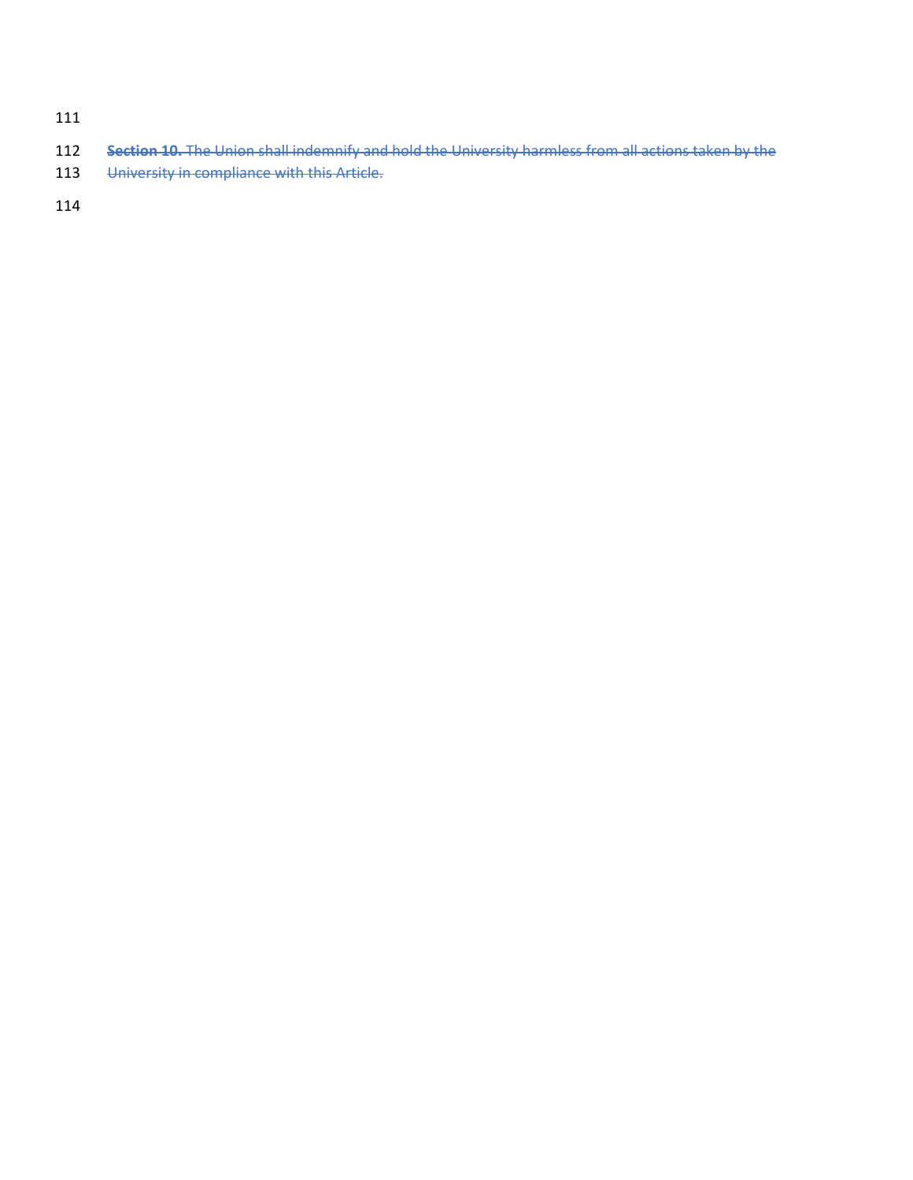~~**Section 10.** The Union shall indemnify and hold the University harmless from all actions taken by the University in compliance with this Article.~~